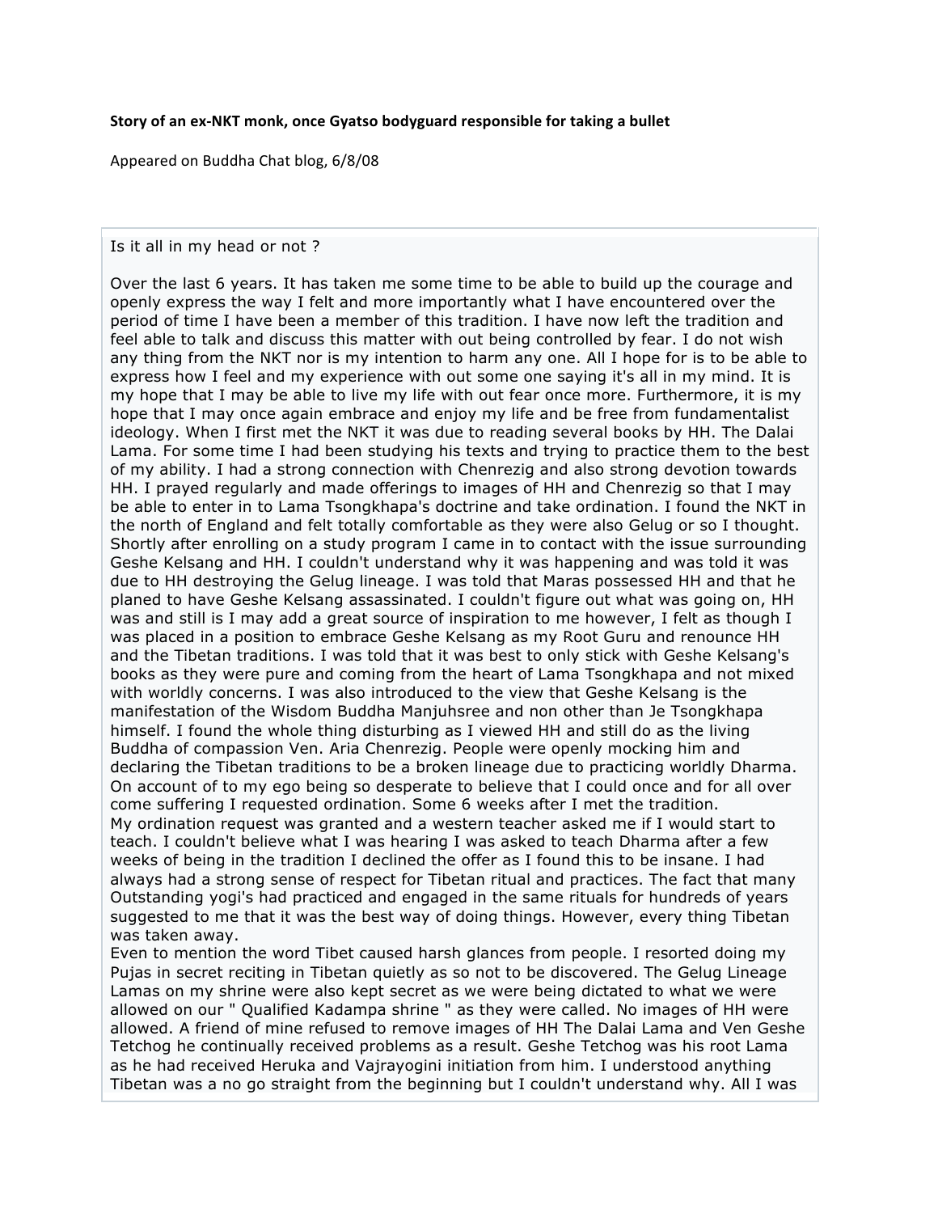**Story of an ex-NKT monk, once Gyatso bodyguard responsible for taking a bullet**

Appeared on Buddha Chat blog, 6/8/08

Is it all in my head or not ?

Over the last 6 years. It has taken me some time to be able to build up the courage and openly express the way I felt and more importantly what I have encountered over the period of time I have been a member of this tradition. I have now left the tradition and feel able to talk and discuss this matter with out being controlled by fear. I do not wish any thing from the NKT nor is my intention to harm any one. All I hope for is to be able to express how I feel and my experience with out some one saying it's all in my mind. It is my hope that I may be able to live my life with out fear once more. Furthermore, it is my hope that I may once again embrace and enjoy my life and be free from fundamentalist ideology. When I first met the NKT it was due to reading several books by HH. The Dalai Lama. For some time I had been studying his texts and trying to practice them to the best of my ability. I had a strong connection with Chenrezig and also strong devotion towards HH. I prayed regularly and made offerings to images of HH and Chenrezig so that I may be able to enter in to Lama Tsongkhapa's doctrine and take ordination. I found the NKT in the north of England and felt totally comfortable as they were also Gelug or so I thought. Shortly after enrolling on a study program I came in to contact with the issue surrounding Geshe Kelsang and HH. I couldn't understand why it was happening and was told it was due to HH destroying the Gelug lineage. I was told that Maras possessed HH and that he planed to have Geshe Kelsang assassinated. I couldn't figure out what was going on, HH was and still is I may add a great source of inspiration to me however, I felt as though I was placed in a position to embrace Geshe Kelsang as my Root Guru and renounce HH and the Tibetan traditions. I was told that it was best to only stick with Geshe Kelsang's books as they were pure and coming from the heart of Lama Tsongkhapa and not mixed with worldly concerns. I was also introduced to the view that Geshe Kelsang is the manifestation of the Wisdom Buddha Manjuhsree and non other than Je Tsongkhapa himself. I found the whole thing disturbing as I viewed HH and still do as the living Buddha of compassion Ven. Aria Chenrezig. People were openly mocking him and declaring the Tibetan traditions to be a broken lineage due to practicing worldly Dharma. On account of to my ego being so desperate to believe that I could once and for all over come suffering I requested ordination. Some 6 weeks after I met the tradition.
My ordination request was granted and a western teacher asked me if I would start to teach. I couldn't believe what I was hearing I was asked to teach Dharma after a few weeks of being in the tradition I declined the offer as I found this to be insane. I had always had a strong sense of respect for Tibetan ritual and practices. The fact that many Outstanding yogi's had practiced and engaged in the same rituals for hundreds of years suggested to me that it was the best way of doing things. However, every thing Tibetan was taken away.
Even to mention the word Tibet caused harsh glances from people. I resorted doing my Pujas in secret reciting in Tibetan quietly as so not to be discovered. The Gelug Lineage Lamas on my shrine were also kept secret as we were being dictated to what we were allowed on our " Qualified Kadampa shrine " as they were called. No images of HH were allowed. A friend of mine refused to remove images of HH The Dalai Lama and Ven Geshe Tetchog he continually received problems as a result. Geshe Tetchog was his root Lama as he had received Heruka and Vajrayogini initiation from him. I understood anything Tibetan was a no go straight from the beginning but I couldn't understand why. All I was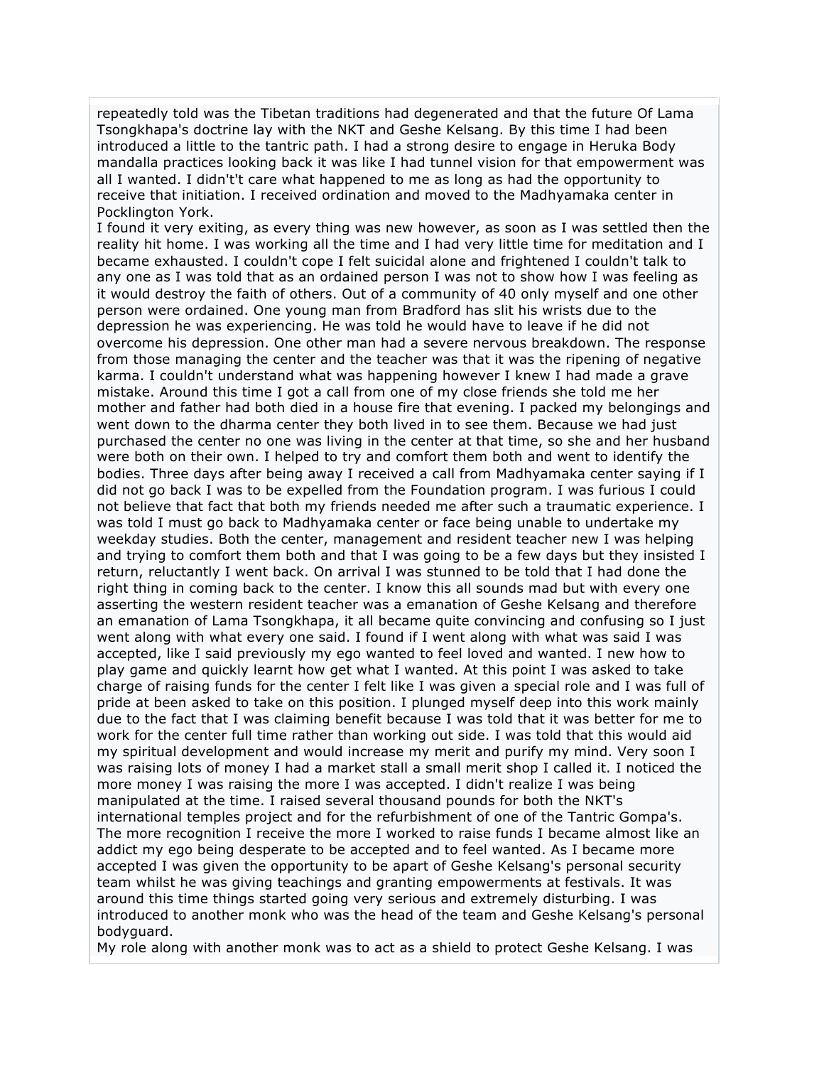repeatedly told was the Tibetan traditions had degenerated and that the future Of Lama Tsongkhapa's doctrine lay with the NKT and Geshe Kelsang. By this time I had been introduced a little to the tantric path. I had a strong desire to engage in Heruka Body mandalla practices looking back it was like I had tunnel vision for that empowerment was all I wanted. I didn't't care what happened to me as long as had the opportunity to receive that initiation. I received ordination and moved to the Madhyamaka center in Pocklington York.

I found it very exiting, as every thing was new however, as soon as I was settled then the reality hit home. I was working all the time and I had very little time for meditation and I became exhausted. I couldn't cope I felt suicidal alone and frightened I couldn't talk to any one as I was told that as an ordained person I was not to show how I was feeling as it would destroy the faith of others. Out of a community of 40 only myself and one other person were ordained. One young man from Bradford has slit his wrists due to the depression he was experiencing. He was told he would have to leave if he did not overcome his depression. One other man had a severe nervous breakdown. The response from those managing the center and the teacher was that it was the ripening of negative karma. I couldn't understand what was happening however I knew I had made a grave mistake. Around this time I got a call from one of my close friends she told me her mother and father had both died in a house fire that evening. I packed my belongings and went down to the dharma center they both lived in to see them. Because we had just purchased the center no one was living in the center at that time, so she and her husband were both on their own. I helped to try and comfort them both and went to identify the bodies. Three days after being away I received a call from Madhyamaka center saying if I did not go back I was to be expelled from the Foundation program. I was furious I could not believe that fact that both my friends needed me after such a traumatic experience. I was told I must go back to Madhyamaka center or face being unable to undertake my weekday studies. Both the center, management and resident teacher new I was helping and trying to comfort them both and that I was going to be a few days but they insisted I return, reluctantly I went back. On arrival I was stunned to be told that I had done the right thing in coming back to the center. I know this all sounds mad but with every one asserting the western resident teacher was a emanation of Geshe Kelsang and therefore an emanation of Lama Tsongkhapa, it all became quite convincing and confusing so I just went along with what every one said. I found if I went along with what was said I was accepted, like I said previously my ego wanted to feel loved and wanted. I new how to play game and quickly learnt how get what I wanted. At this point I was asked to take charge of raising funds for the center I felt like I was given a special role and I was full of pride at been asked to take on this position. I plunged myself deep into this work mainly due to the fact that I was claiming benefit because I was told that it was better for me to work for the center full time rather than working out side. I was told that this would aid my spiritual development and would increase my merit and purify my mind. Very soon I was raising lots of money I had a market stall a small merit shop I called it. I noticed the more money I was raising the more I was accepted. I didn't realize I was being manipulated at the time. I raised several thousand pounds for both the NKT's international temples project and for the refurbishment of one of the Tantric Gompa's. The more recognition I receive the more I worked to raise funds I became almost like an addict my ego being desperate to be accepted and to feel wanted. As I became more accepted I was given the opportunity to be apart of Geshe Kelsang's personal security team whilst he was giving teachings and granting empowerments at festivals. It was around this time things started going very serious and extremely disturbing. I was introduced to another monk who was the head of the team and Geshe Kelsang's personal bodyguard.

My role along with another monk was to act as a shield to protect Geshe Kelsang. I was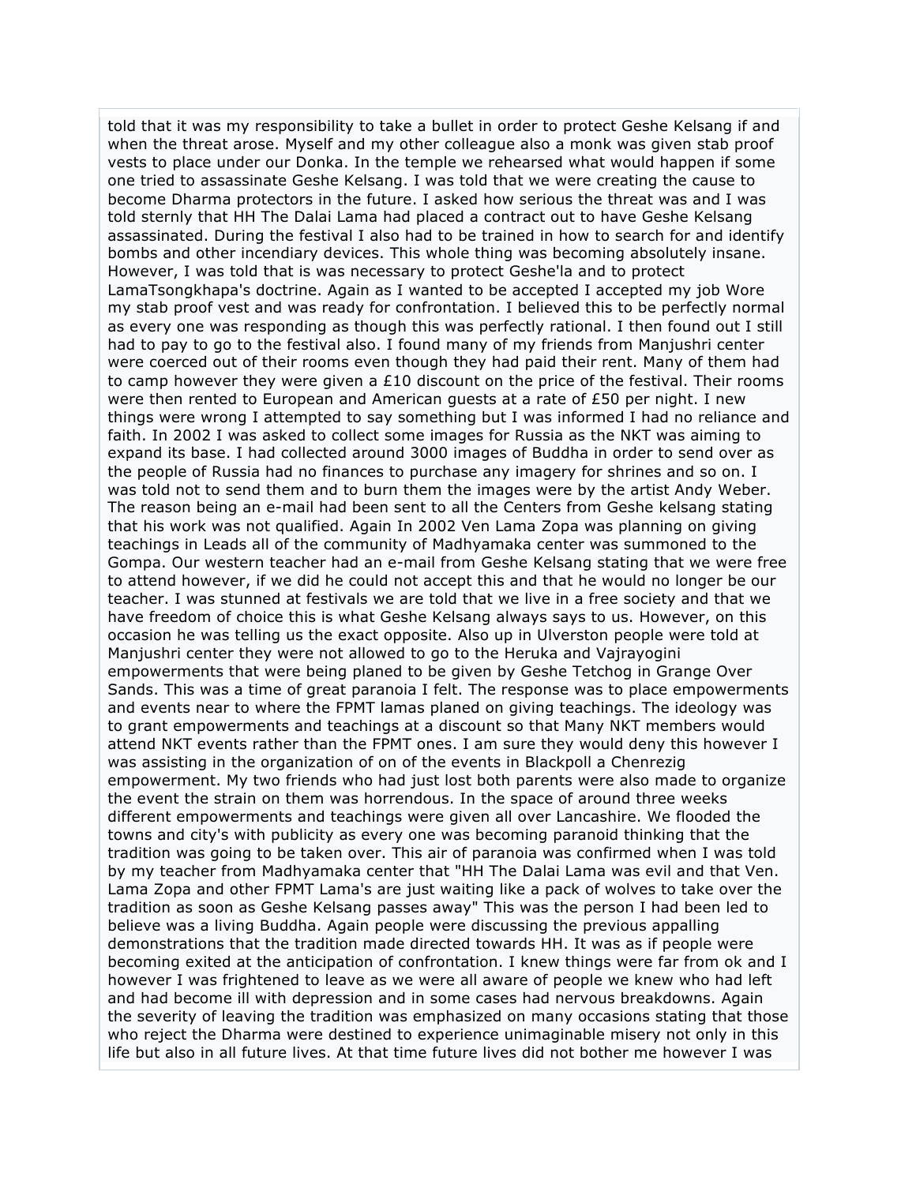told that it was my responsibility to take a bullet in order to protect Geshe Kelsang if and when the threat arose. Myself and my other colleague also a monk was given stab proof vests to place under our Donka. In the temple we rehearsed what would happen if some one tried to assassinate Geshe Kelsang. I was told that we were creating the cause to become Dharma protectors in the future. I asked how serious the threat was and I was told sternly that HH The Dalai Lama had placed a contract out to have Geshe Kelsang assassinated. During the festival I also had to be trained in how to search for and identify bombs and other incendiary devices. This whole thing was becoming absolutely insane. However, I was told that is was necessary to protect Geshe'la and to protect LamaTsongkhapa's doctrine. Again as I wanted to be accepted I accepted my job Wore my stab proof vest and was ready for confrontation. I believed this to be perfectly normal as every one was responding as though this was perfectly rational. I then found out I still had to pay to go to the festival also. I found many of my friends from Manjushri center were coerced out of their rooms even though they had paid their rent. Many of them had to camp however they were given a £10 discount on the price of the festival. Their rooms were then rented to European and American guests at a rate of £50 per night. I new things were wrong I attempted to say something but I was informed I had no reliance and faith. In 2002 I was asked to collect some images for Russia as the NKT was aiming to expand its base. I had collected around 3000 images of Buddha in order to send over as the people of Russia had no finances to purchase any imagery for shrines and so on. I was told not to send them and to burn them the images were by the artist Andy Weber. The reason being an e-mail had been sent to all the Centers from Geshe kelsang stating that his work was not qualified. Again In 2002 Ven Lama Zopa was planning on giving teachings in Leads all of the community of Madhyamaka center was summoned to the Gompa. Our western teacher had an e-mail from Geshe Kelsang stating that we were free to attend however, if we did he could not accept this and that he would no longer be our teacher. I was stunned at festivals we are told that we live in a free society and that we have freedom of choice this is what Geshe Kelsang always says to us. However, on this occasion he was telling us the exact opposite. Also up in Ulverston people were told at Manjushri center they were not allowed to go to the Heruka and Vajrayogini empowerments that were being planed to be given by Geshe Tetchog in Grange Over Sands. This was a time of great paranoia I felt. The response was to place empowerments and events near to where the FPMT lamas planed on giving teachings. The ideology was to grant empowerments and teachings at a discount so that Many NKT members would attend NKT events rather than the FPMT ones. I am sure they would deny this however I was assisting in the organization of on of the events in Blackpoll a Chenrezig empowerment. My two friends who had just lost both parents were also made to organize the event the strain on them was horrendous. In the space of around three weeks different empowerments and teachings were given all over Lancashire. We flooded the towns and city's with publicity as every one was becoming paranoid thinking that the tradition was going to be taken over. This air of paranoia was confirmed when I was told by my teacher from Madhyamaka center that "HH The Dalai Lama was evil and that Ven. Lama Zopa and other FPMT Lama's are just waiting like a pack of wolves to take over the tradition as soon as Geshe Kelsang passes away" This was the person I had been led to believe was a living Buddha. Again people were discussing the previous appalling demonstrations that the tradition made directed towards HH. It was as if people were becoming exited at the anticipation of confrontation. I knew things were far from ok and I however I was frightened to leave as we were all aware of people we knew who had left and had become ill with depression and in some cases had nervous breakdowns. Again the severity of leaving the tradition was emphasized on many occasions stating that those who reject the Dharma were destined to experience unimaginable misery not only in this life but also in all future lives. At that time future lives did not bother me however I was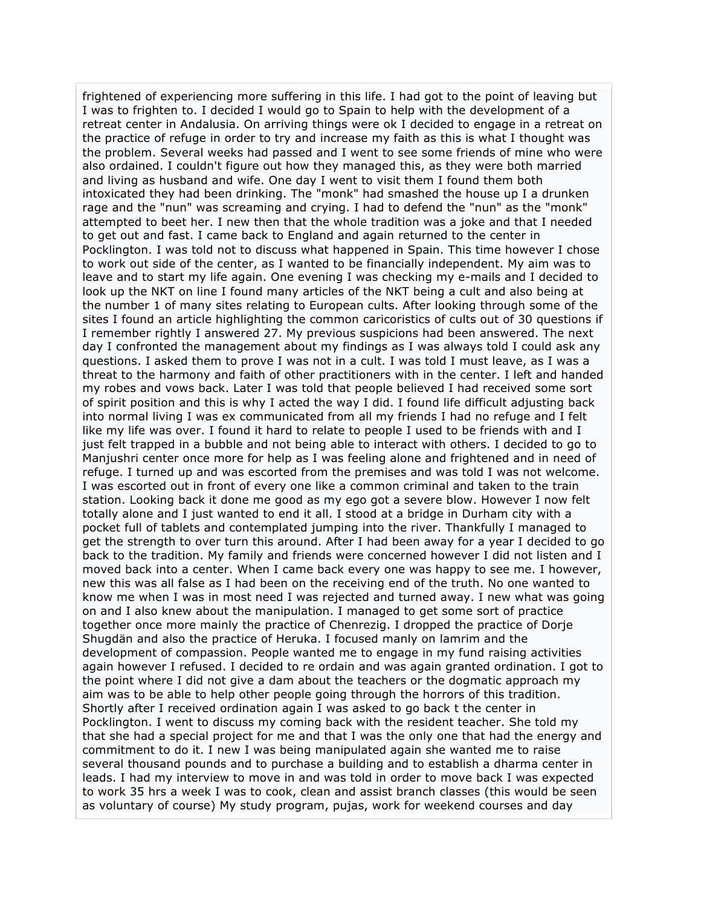frightened of experiencing more suffering in this life. I had got to the point of leaving but I was to frighten to. I decided I would go to Spain to help with the development of a retreat center in Andalusia. On arriving things were ok I decided to engage in a retreat on the practice of refuge in order to try and increase my faith as this is what I thought was the problem. Several weeks had passed and I went to see some friends of mine who were also ordained. I couldn't figure out how they managed this, as they were both married and living as husband and wife. One day I went to visit them I found them both intoxicated they had been drinking. The "monk" had smashed the house up I a drunken rage and the "nun" was screaming and crying. I had to defend the "nun" as the "monk" attempted to beet her. I new then that the whole tradition was a joke and that I needed to get out and fast. I came back to England and again returned to the center in Pocklington. I was told not to discuss what happened in Spain. This time however I chose to work out side of the center, as I wanted to be financially independent. My aim was to leave and to start my life again. One evening I was checking my e-mails and I decided to look up the NKT on line I found many articles of the NKT being a cult and also being at the number 1 of many sites relating to European cults. After looking through some of the sites I found an article highlighting the common caricoristics of cults out of 30 questions if I remember rightly I answered 27. My previous suspicions had been answered. The next day I confronted the management about my findings as I was always told I could ask any questions. I asked them to prove I was not in a cult. I was told I must leave, as I was a threat to the harmony and faith of other practitioners with in the center. I left and handed my robes and vows back. Later I was told that people believed I had received some sort of spirit position and this is why I acted the way I did. I found life difficult adjusting back into normal living I was ex communicated from all my friends I had no refuge and I felt like my life was over. I found it hard to relate to people I used to be friends with and I just felt trapped in a bubble and not being able to interact with others. I decided to go to Manjushri center once more for help as I was feeling alone and frightened and in need of refuge. I turned up and was escorted from the premises and was told I was not welcome. I was escorted out in front of every one like a common criminal and taken to the train station. Looking back it done me good as my ego got a severe blow. However I now felt totally alone and I just wanted to end it all. I stood at a bridge in Durham city with a pocket full of tablets and contemplated jumping into the river. Thankfully I managed to get the strength to over turn this around. After I had been away for a year I decided to go back to the tradition. My family and friends were concerned however I did not listen and I moved back into a center. When I came back every one was happy to see me. I however, new this was all false as I had been on the receiving end of the truth. No one wanted to know me when I was in most need I was rejected and turned away. I new what was going on and I also knew about the manipulation. I managed to get some sort of practice together once more mainly the practice of Chenrezig. I dropped the practice of Dorje Shugdän and also the practice of Heruka. I focused manly on lamrim and the development of compassion. People wanted me to engage in my fund raising activities again however I refused. I decided to re ordain and was again granted ordination. I got to the point where I did not give a dam about the teachers or the dogmatic approach my aim was to be able to help other people going through the horrors of this tradition. Shortly after I received ordination again I was asked to go back t the center in Pocklington. I went to discuss my coming back with the resident teacher. She told my that she had a special project for me and that I was the only one that had the energy and commitment to do it. I new I was being manipulated again she wanted me to raise several thousand pounds and to purchase a building and to establish a dharma center in leads. I had my interview to move in and was told in order to move back I was expected to work 35 hrs a week I was to cook, clean and assist branch classes (this would be seen as voluntary of course) My study program, pujas, work for weekend courses and day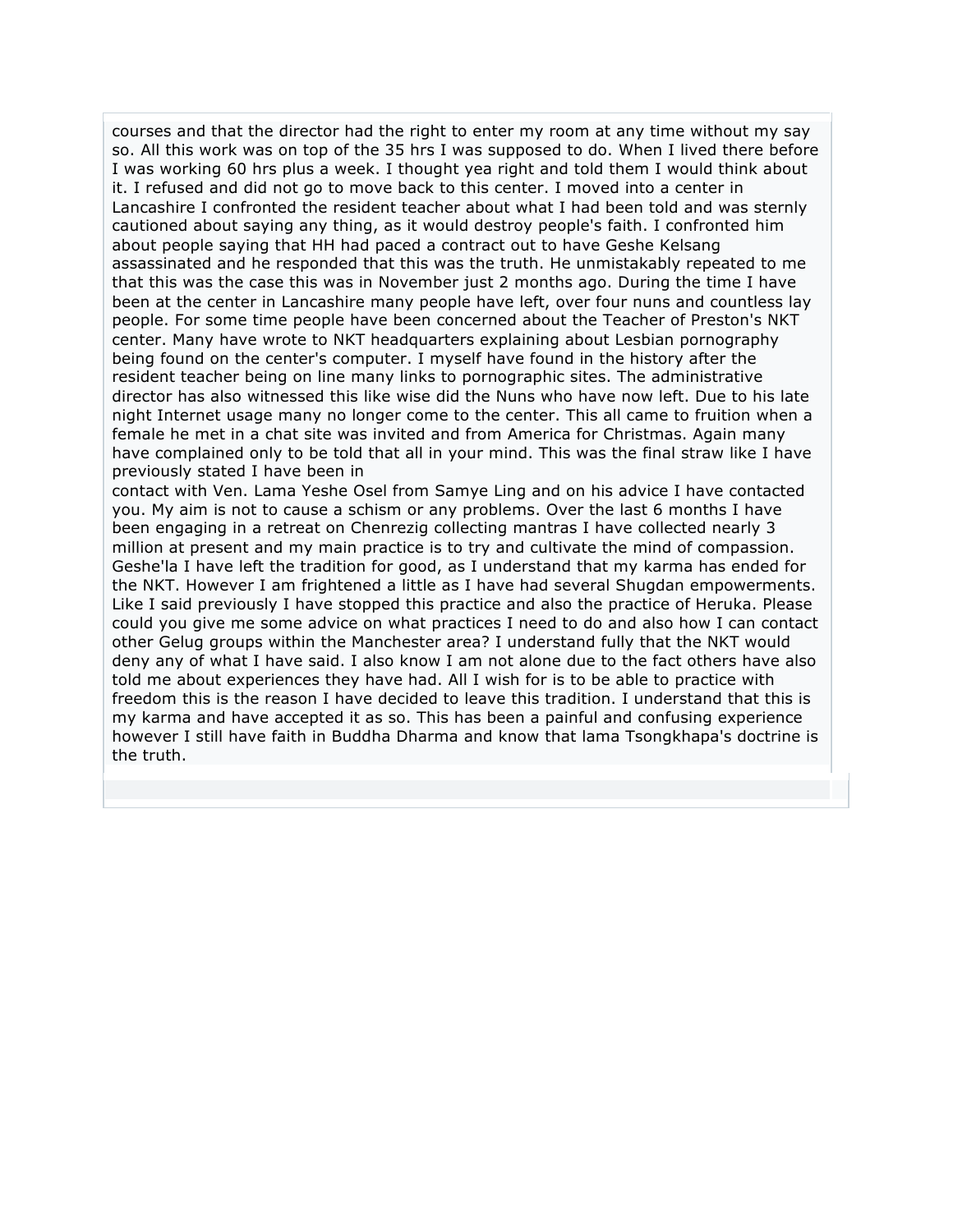courses and that the director had the right to enter my room at any time without my say so. All this work was on top of the 35 hrs I was supposed to do. When I lived there before I was working 60 hrs plus a week. I thought yea right and told them I would think about it. I refused and did not go to move back to this center. I moved into a center in Lancashire I confronted the resident teacher about what I had been told and was sternly cautioned about saying any thing, as it would destroy people's faith. I confronted him about people saying that HH had paced a contract out to have Geshe Kelsang assassinated and he responded that this was the truth. He unmistakably repeated to me that this was the case this was in November just 2 months ago. During the time I have been at the center in Lancashire many people have left, over four nuns and countless lay people. For some time people have been concerned about the Teacher of Preston's NKT center. Many have wrote to NKT headquarters explaining about Lesbian pornography being found on the center's computer. I myself have found in the history after the resident teacher being on line many links to pornographic sites. The administrative director has also witnessed this like wise did the Nuns who have now left. Due to his late night Internet usage many no longer come to the center. This all came to fruition when a female he met in a chat site was invited and from America for Christmas. Again many have complained only to be told that all in your mind. This was the final straw like I have previously stated I have been in contact with Ven. Lama Yeshe Osel from Samye Ling and on his advice I have contacted you. My aim is not to cause a schism or any problems. Over the last 6 months I have been engaging in a retreat on Chenrezig collecting mantras I have collected nearly 3 million at present and my main practice is to try and cultivate the mind of compassion. Geshe'la I have left the tradition for good, as I understand that my karma has ended for the NKT. However I am frightened a little as I have had several Shugdan empowerments. Like I said previously I have stopped this practice and also the practice of Heruka. Please could you give me some advice on what practices I need to do and also how I can contact other Gelug groups within the Manchester area? I understand fully that the NKT would deny any of what I have said. I also know I am not alone due to the fact others have also told me about experiences they have had. All I wish for is to be able to practice with freedom this is the reason I have decided to leave this tradition. I understand that this is my karma and have accepted it as so. This has been a painful and confusing experience however I still have faith in Buddha Dharma and know that lama Tsongkhapa's doctrine is the truth.